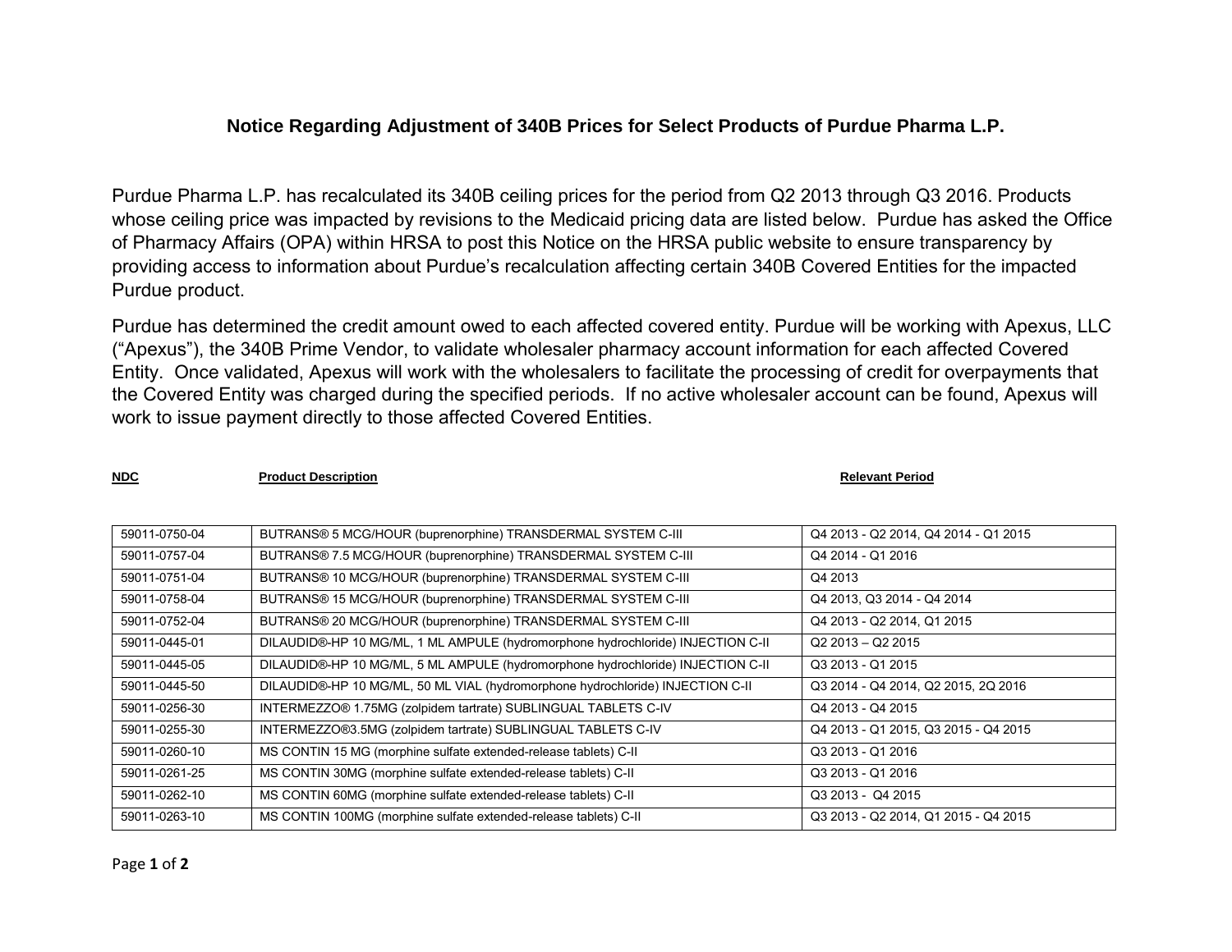# Notice Regarding Adjustment of 340B Prices for Select Products of Purdue Pharma L.P.

Purdue Pharma L.P. has recalculated its 340B ceiling prices for the period from Q2 2013 through Q3 2016. Products whose ceiling price was impacted by revisions to the Medicaid pricing data are listed below. Purdue has asked the Office of Pharmacy Affairs (OPA) within HRSA to post this Notice on the HRSA public website to ensure transparency by providing access to information about Purdue's recalculation affecting certain 340B Covered Entities for the impacted Purdue product.

Purdue has determined the credit amount owed to each affected covered entity. Purdue will be working with Apexus, LLC ("Apexus"), the 340B Prime Vendor, to validate wholesaler pharmacy account information for each affected Covered Entity. Once validated, Apexus will work with the wholesalers to facilitate the processing of credit for overpayments that the Covered Entity was charged during the specified periods. If no active wholesaler account can be found, Apexus will work to issue payment directly to those affected Covered Entities.

| NDC | Product Description | Relevant Period |
|---|---|---|
| 59011-0750-04 | BUTRANS® 5 MCG/HOUR (buprenorphine) TRANSDERMAL SYSTEM C-III | Q4 2013 - Q2 2014, Q4 2014 - Q1 2015 |
| 59011-0757-04 | BUTRANS® 7.5 MCG/HOUR (buprenorphine) TRANSDERMAL SYSTEM C-III | Q4 2014 - Q1 2016 |
| 59011-0751-04 | BUTRANS® 10 MCG/HOUR (buprenorphine) TRANSDERMAL SYSTEM C-III | Q4 2013 |
| 59011-0758-04 | BUTRANS® 15 MCG/HOUR (buprenorphine) TRANSDERMAL SYSTEM C-III | Q4 2013, Q3 2014 - Q4 2014 |
| 59011-0752-04 | BUTRANS® 20 MCG/HOUR (buprenorphine) TRANSDERMAL SYSTEM C-III | Q4 2013 - Q2 2014, Q1 2015 |
| 59011-0445-01 | DILAUDID®-HP 10 MG/ML, 1 ML AMPULE (hydromorphone hydrochloride) INJECTION C-II | Q2 2013 – Q2 2015 |
| 59011-0445-05 | DILAUDID®-HP 10 MG/ML, 5 ML AMPULE (hydromorphone hydrochloride) INJECTION C-II | Q3 2013 - Q1 2015 |
| 59011-0445-50 | DILAUDID®-HP 10 MG/ML, 50 ML VIAL (hydromorphone hydrochloride) INJECTION C-II | Q3 2014 - Q4 2014, Q2 2015, 2Q 2016 |
| 59011-0256-30 | INTERMEZZO® 1.75MG (zolpidem tartrate) SUBLINGUAL TABLETS C-IV | Q4 2013 - Q4 2015 |
| 59011-0255-30 | INTERMEZZO®3.5MG (zolpidem tartrate) SUBLINGUAL TABLETS C-IV | Q4 2013 - Q1 2015, Q3 2015 - Q4 2015 |
| 59011-0260-10 | MS CONTIN 15 MG (morphine sulfate extended-release tablets) C-II | Q3 2013 - Q1 2016 |
| 59011-0261-25 | MS CONTIN 30MG (morphine sulfate extended-release tablets) C-II | Q3 2013 - Q1 2016 |
| 59011-0262-10 | MS CONTIN 60MG (morphine sulfate extended-release tablets) C-II | Q3 2013 - Q4 2015 |
| 59011-0263-10 | MS CONTIN 100MG (morphine sulfate extended-release tablets) C-II | Q3 2013 - Q2 2014, Q1 2015 - Q4 2015 |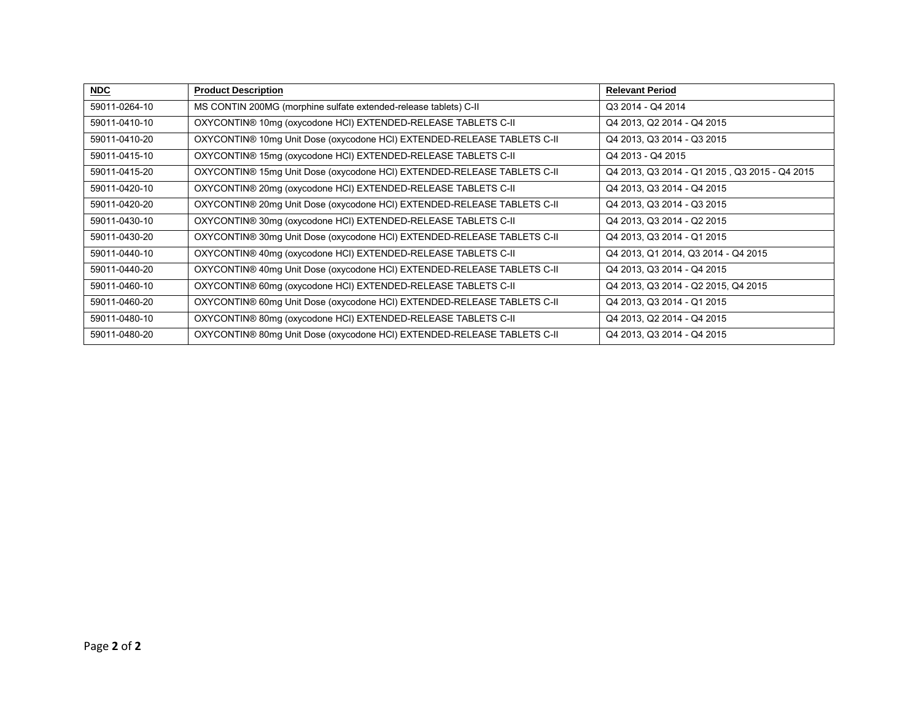| NDC | Product Description | Relevant Period |
| --- | --- | --- |
| 59011-0264-10 | MS CONTIN 200MG (morphine sulfate extended-release tablets) C-II | Q3 2014 - Q4 2014 |
| 59011-0410-10 | OXYCONTIN® 10mg (oxycodone HCl) EXTENDED-RELEASE TABLETS C-II | Q4 2013, Q2 2014 - Q4 2015 |
| 59011-0410-20 | OXYCONTIN® 10mg Unit Dose (oxycodone HCl) EXTENDED-RELEASE TABLETS C-II | Q4 2013, Q3 2014 - Q3 2015 |
| 59011-0415-10 | OXYCONTIN® 15mg (oxycodone HCl) EXTENDED-RELEASE TABLETS C-II | Q4 2013 - Q4 2015 |
| 59011-0415-20 | OXYCONTIN® 15mg Unit Dose (oxycodone HCl) EXTENDED-RELEASE TABLETS C-II | Q4 2013, Q3 2014 - Q1 2015 , Q3 2015 - Q4 2015 |
| 59011-0420-10 | OXYCONTIN® 20mg (oxycodone HCl) EXTENDED-RELEASE TABLETS C-II | Q4 2013, Q3 2014 - Q4 2015 |
| 59011-0420-20 | OXYCONTIN® 20mg Unit Dose (oxycodone HCl) EXTENDED-RELEASE TABLETS C-II | Q4 2013, Q3 2014 - Q3 2015 |
| 59011-0430-10 | OXYCONTIN® 30mg (oxycodone HCl) EXTENDED-RELEASE TABLETS C-II | Q4 2013, Q3 2014 - Q2 2015 |
| 59011-0430-20 | OXYCONTIN® 30mg Unit Dose (oxycodone HCl) EXTENDED-RELEASE TABLETS C-II | Q4 2013, Q3 2014 - Q1 2015 |
| 59011-0440-10 | OXYCONTIN® 40mg (oxycodone HCl) EXTENDED-RELEASE TABLETS C-II | Q4 2013, Q1 2014, Q3 2014 - Q4 2015 |
| 59011-0440-20 | OXYCONTIN® 40mg Unit Dose (oxycodone HCl) EXTENDED-RELEASE TABLETS C-II | Q4 2013, Q3 2014 - Q4 2015 |
| 59011-0460-10 | OXYCONTIN® 60mg (oxycodone HCl) EXTENDED-RELEASE TABLETS C-II | Q4 2013, Q3 2014 - Q2 2015, Q4 2015 |
| 59011-0460-20 | OXYCONTIN® 60mg Unit Dose (oxycodone HCl) EXTENDED-RELEASE TABLETS C-II | Q4 2013, Q3 2014 - Q1 2015 |
| 59011-0480-10 | OXYCONTIN® 80mg (oxycodone HCl) EXTENDED-RELEASE TABLETS C-II | Q4 2013, Q2 2014 - Q4 2015 |
| 59011-0480-20 | OXYCONTIN® 80mg Unit Dose (oxycodone HCl) EXTENDED-RELEASE TABLETS C-II | Q4 2013, Q3 2014 - Q4 2015 |